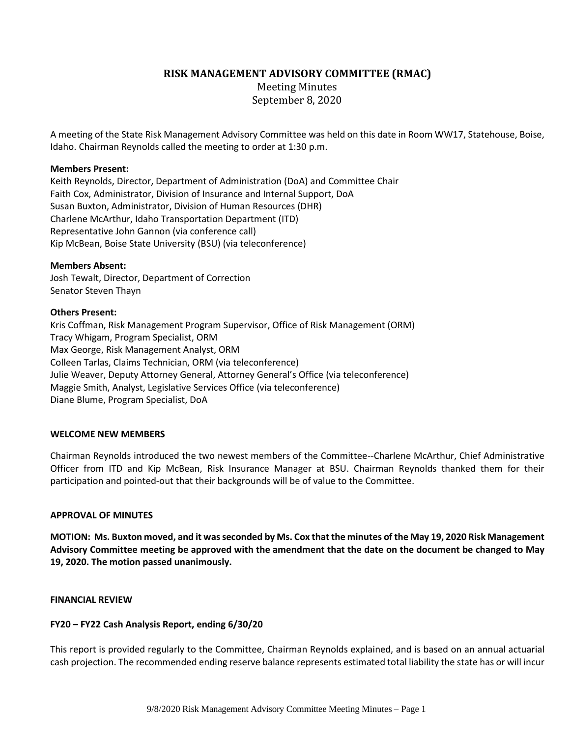# RISK MANAGEMENT ADVISORY COMMITTEE (RMAC)

Meeting Minutes
September 8, 2020

A meeting of the State Risk Management Advisory Committee was held on this date in Room WW17, Statehouse, Boise, Idaho. Chairman Reynolds called the meeting to order at 1:30 p.m.

**Members Present:**
Keith Reynolds, Director, Department of Administration (DoA) and Committee Chair
Faith Cox, Administrator, Division of Insurance and Internal Support, DoA
Susan Buxton, Administrator, Division of Human Resources (DHR)
Charlene McArthur, Idaho Transportation Department (ITD)
Representative John Gannon (via conference call)
Kip McBean, Boise State University (BSU) (via teleconference)

**Members Absent:**
Josh Tewalt, Director, Department of Correction
Senator Steven Thayn

**Others Present:**
Kris Coffman, Risk Management Program Supervisor, Office of Risk Management (ORM)
Tracy Whigam, Program Specialist, ORM
Max George, Risk Management Analyst, ORM
Colleen Tarlas, Claims Technician, ORM (via teleconference)
Julie Weaver, Deputy Attorney General, Attorney General's Office (via teleconference)
Maggie Smith, Analyst, Legislative Services Office (via teleconference)
Diane Blume, Program Specialist, DoA

**WELCOME NEW MEMBERS**

Chairman Reynolds introduced the two newest members of the Committee--Charlene McArthur, Chief Administrative Officer from ITD and Kip McBean, Risk Insurance Manager at BSU. Chairman Reynolds thanked them for their participation and pointed-out that their backgrounds will be of value to the Committee.

**APPROVAL OF MINUTES**

**MOTION: Ms. Buxton moved, and it was seconded by Ms. Cox that the minutes of the May 19, 2020 Risk Management Advisory Committee meeting be approved with the amendment that the date on the document be changed to May 19, 2020. The motion passed unanimously.**

**FINANCIAL REVIEW**

**FY20 – FY22 Cash Analysis Report, ending 6/30/20**

This report is provided regularly to the Committee, Chairman Reynolds explained, and is based on an annual actuarial cash projection. The recommended ending reserve balance represents estimated total liability the state has or will incur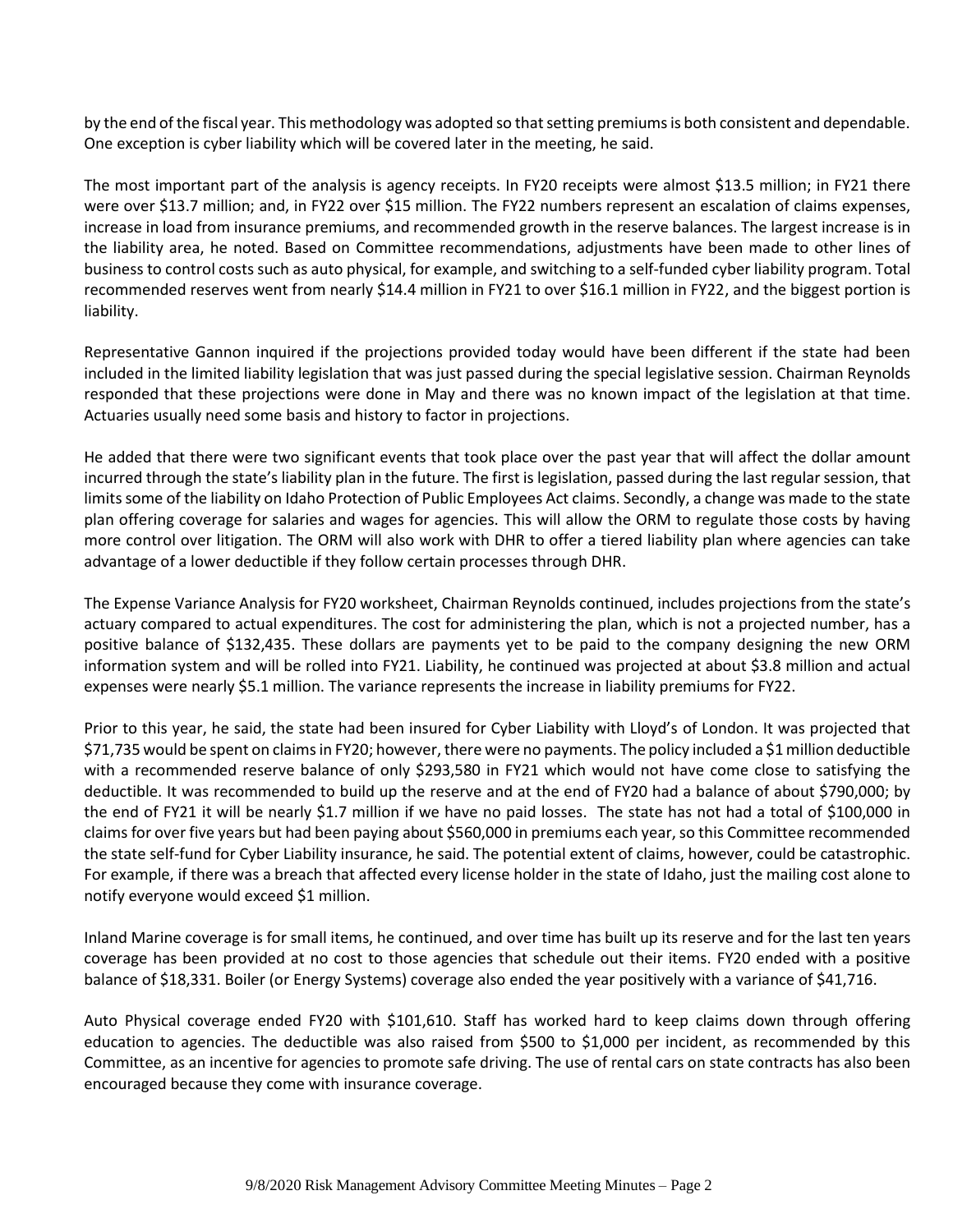by the end of the fiscal year. This methodology was adopted so that setting premiums is both consistent and dependable. One exception is cyber liability which will be covered later in the meeting, he said.

The most important part of the analysis is agency receipts. In FY20 receipts were almost $13.5 million; in FY21 there were over $13.7 million; and, in FY22 over $15 million. The FY22 numbers represent an escalation of claims expenses, increase in load from insurance premiums, and recommended growth in the reserve balances. The largest increase is in the liability area, he noted. Based on Committee recommendations, adjustments have been made to other lines of business to control costs such as auto physical, for example, and switching to a self-funded cyber liability program. Total recommended reserves went from nearly $14.4 million in FY21 to over $16.1 million in FY22, and the biggest portion is liability.

Representative Gannon inquired if the projections provided today would have been different if the state had been included in the limited liability legislation that was just passed during the special legislative session. Chairman Reynolds responded that these projections were done in May and there was no known impact of the legislation at that time. Actuaries usually need some basis and history to factor in projections.

He added that there were two significant events that took place over the past year that will affect the dollar amount incurred through the state's liability plan in the future. The first is legislation, passed during the last regular session, that limits some of the liability on Idaho Protection of Public Employees Act claims. Secondly, a change was made to the state plan offering coverage for salaries and wages for agencies. This will allow the ORM to regulate those costs by having more control over litigation. The ORM will also work with DHR to offer a tiered liability plan where agencies can take advantage of a lower deductible if they follow certain processes through DHR.

The Expense Variance Analysis for FY20 worksheet, Chairman Reynolds continued, includes projections from the state's actuary compared to actual expenditures. The cost for administering the plan, which is not a projected number, has a positive balance of $132,435. These dollars are payments yet to be paid to the company designing the new ORM information system and will be rolled into FY21. Liability, he continued was projected at about $3.8 million and actual expenses were nearly $5.1 million. The variance represents the increase in liability premiums for FY22.

Prior to this year, he said, the state had been insured for Cyber Liability with Lloyd's of London. It was projected that $71,735 would be spent on claims in FY20; however, there were no payments. The policy included a $1 million deductible with a recommended reserve balance of only $293,580 in FY21 which would not have come close to satisfying the deductible. It was recommended to build up the reserve and at the end of FY20 had a balance of about $790,000; by the end of FY21 it will be nearly $1.7 million if we have no paid losses. The state has not had a total of $100,000 in claims for over five years but had been paying about $560,000 in premiums each year, so this Committee recommended the state self-fund for Cyber Liability insurance, he said. The potential extent of claims, however, could be catastrophic. For example, if there was a breach that affected every license holder in the state of Idaho, just the mailing cost alone to notify everyone would exceed $1 million.

Inland Marine coverage is for small items, he continued, and over time has built up its reserve and for the last ten years coverage has been provided at no cost to those agencies that schedule out their items. FY20 ended with a positive balance of $18,331. Boiler (or Energy Systems) coverage also ended the year positively with a variance of $41,716.

Auto Physical coverage ended FY20 with $101,610. Staff has worked hard to keep claims down through offering education to agencies. The deductible was also raised from $500 to $1,000 per incident, as recommended by this Committee, as an incentive for agencies to promote safe driving. The use of rental cars on state contracts has also been encouraged because they come with insurance coverage.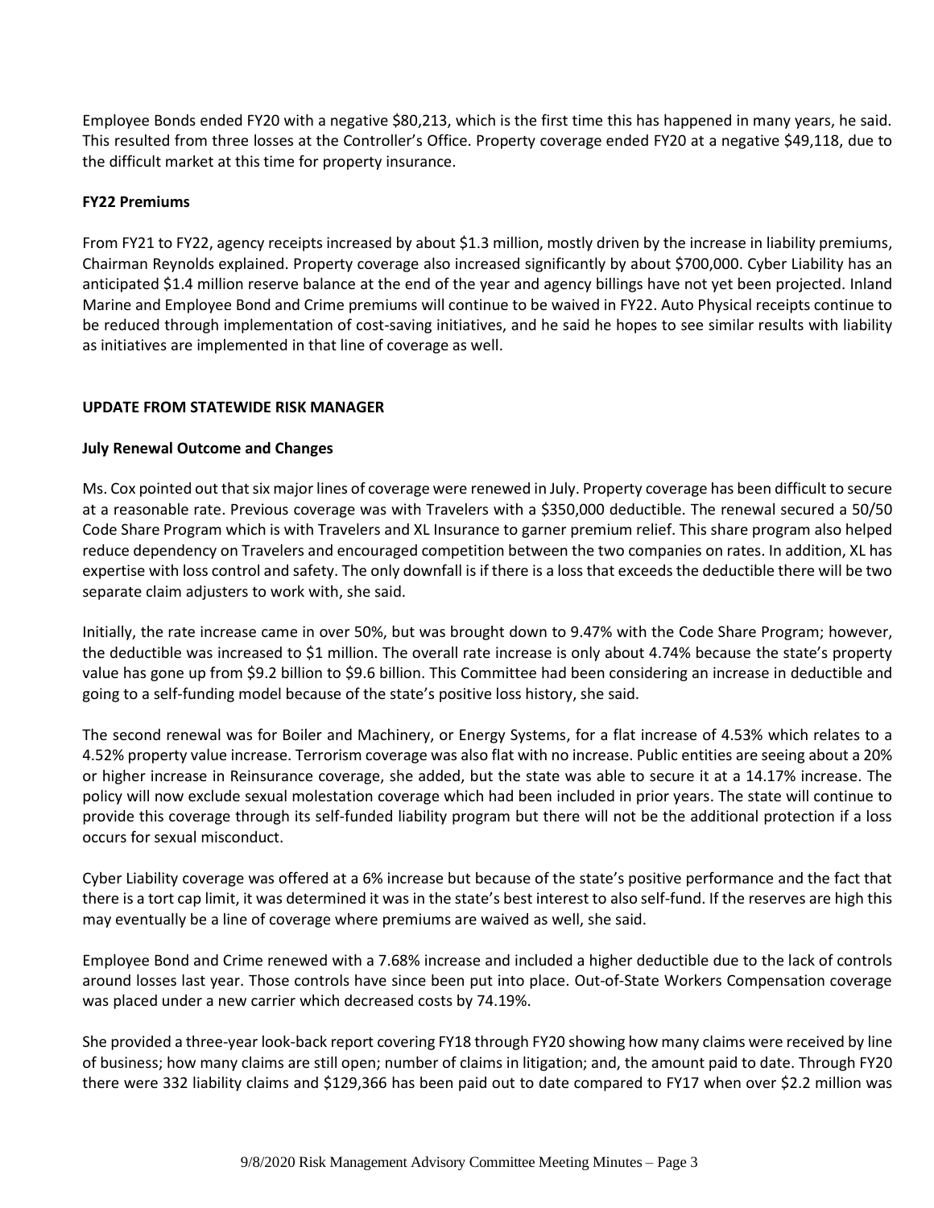Employee Bonds ended FY20 with a negative $80,213, which is the first time this has happened in many years, he said. This resulted from three losses at the Controller's Office. Property coverage ended FY20 at a negative $49,118, due to the difficult market at this time for property insurance.

**FY22 Premiums**

From FY21 to FY22, agency receipts increased by about $1.3 million, mostly driven by the increase in liability premiums, Chairman Reynolds explained. Property coverage also increased significantly by about $700,000. Cyber Liability has an anticipated $1.4 million reserve balance at the end of the year and agency billings have not yet been projected. Inland Marine and Employee Bond and Crime premiums will continue to be waived in FY22. Auto Physical receipts continue to be reduced through implementation of cost-saving initiatives, and he said he hopes to see similar results with liability as initiatives are implemented in that line of coverage as well.

**UPDATE FROM STATEWIDE RISK MANAGER**

**July Renewal Outcome and Changes**

Ms. Cox pointed out that six major lines of coverage were renewed in July. Property coverage has been difficult to secure at a reasonable rate. Previous coverage was with Travelers with a $350,000 deductible. The renewal secured a 50/50 Code Share Program which is with Travelers and XL Insurance to garner premium relief. This share program also helped reduce dependency on Travelers and encouraged competition between the two companies on rates. In addition, XL has expertise with loss control and safety. The only downfall is if there is a loss that exceeds the deductible there will be two separate claim adjusters to work with, she said.

Initially, the rate increase came in over 50%, but was brought down to 9.47% with the Code Share Program; however, the deductible was increased to $1 million. The overall rate increase is only about 4.74% because the state's property value has gone up from $9.2 billion to $9.6 billion. This Committee had been considering an increase in deductible and going to a self-funding model because of the state's positive loss history, she said.

The second renewal was for Boiler and Machinery, or Energy Systems, for a flat increase of 4.53% which relates to a 4.52% property value increase. Terrorism coverage was also flat with no increase. Public entities are seeing about a 20% or higher increase in Reinsurance coverage, she added, but the state was able to secure it at a 14.17% increase. The policy will now exclude sexual molestation coverage which had been included in prior years. The state will continue to provide this coverage through its self-funded liability program but there will not be the additional protection if a loss occurs for sexual misconduct.

Cyber Liability coverage was offered at a 6% increase but because of the state's positive performance and the fact that there is a tort cap limit, it was determined it was in the state's best interest to also self-fund. If the reserves are high this may eventually be a line of coverage where premiums are waived as well, she said.

Employee Bond and Crime renewed with a 7.68% increase and included a higher deductible due to the lack of controls around losses last year. Those controls have since been put into place. Out-of-State Workers Compensation coverage was placed under a new carrier which decreased costs by 74.19%.

She provided a three-year look-back report covering FY18 through FY20 showing how many claims were received by line of business; how many claims are still open; number of claims in litigation; and, the amount paid to date. Through FY20 there were 332 liability claims and $129,366 has been paid out to date compared to FY17 when over $2.2 million was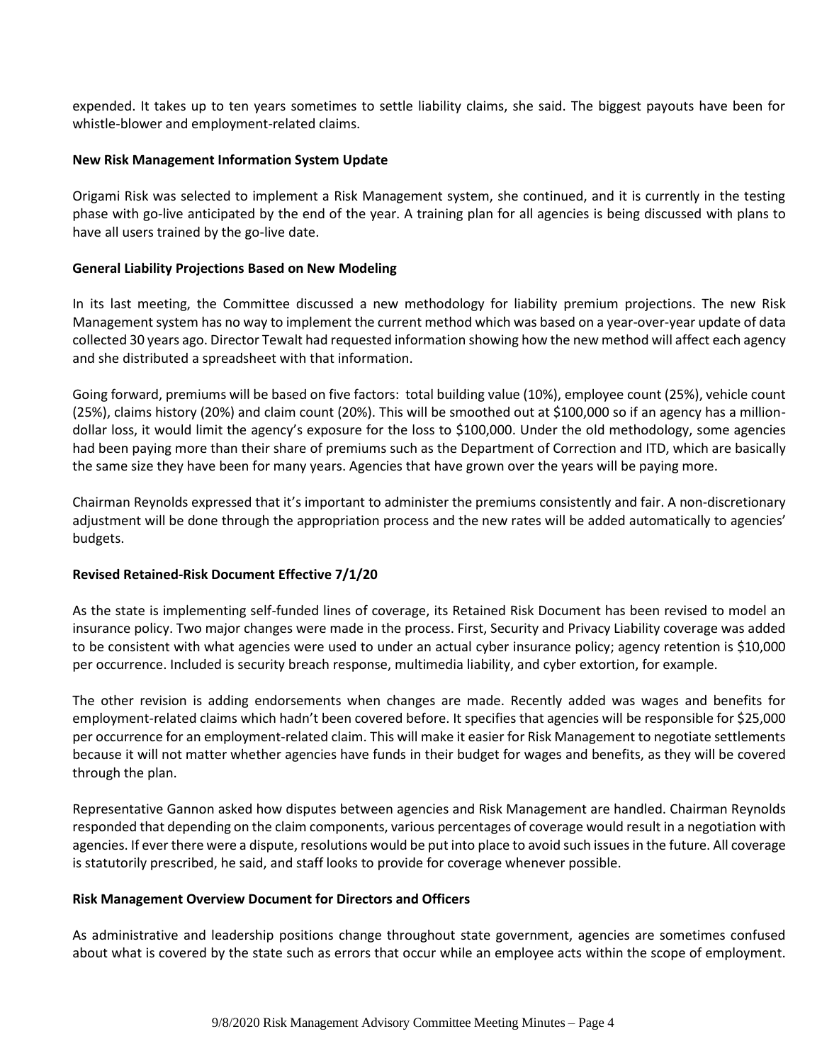expended. It takes up to ten years sometimes to settle liability claims, she said. The biggest payouts have been for whistle-blower and employment-related claims.

**New Risk Management Information System Update**

Origami Risk was selected to implement a Risk Management system, she continued, and it is currently in the testing phase with go-live anticipated by the end of the year. A training plan for all agencies is being discussed with plans to have all users trained by the go-live date.

**General Liability Projections Based on New Modeling**

In its last meeting, the Committee discussed a new methodology for liability premium projections. The new Risk Management system has no way to implement the current method which was based on a year-over-year update of data collected 30 years ago. Director Tewalt had requested information showing how the new method will affect each agency and she distributed a spreadsheet with that information.

Going forward, premiums will be based on five factors: total building value (10%), employee count (25%), vehicle count (25%), claims history (20%) and claim count (20%). This will be smoothed out at $100,000 so if an agency has a million-dollar loss, it would limit the agency's exposure for the loss to $100,000. Under the old methodology, some agencies had been paying more than their share of premiums such as the Department of Correction and ITD, which are basically the same size they have been for many years. Agencies that have grown over the years will be paying more.

Chairman Reynolds expressed that it's important to administer the premiums consistently and fair. A non-discretionary adjustment will be done through the appropriation process and the new rates will be added automatically to agencies' budgets.

**Revised Retained-Risk Document Effective 7/1/20**

As the state is implementing self-funded lines of coverage, its Retained Risk Document has been revised to model an insurance policy. Two major changes were made in the process. First, Security and Privacy Liability coverage was added to be consistent with what agencies were used to under an actual cyber insurance policy; agency retention is $10,000 per occurrence. Included is security breach response, multimedia liability, and cyber extortion, for example.

The other revision is adding endorsements when changes are made. Recently added was wages and benefits for employment-related claims which hadn't been covered before. It specifies that agencies will be responsible for $25,000 per occurrence for an employment-related claim. This will make it easier for Risk Management to negotiate settlements because it will not matter whether agencies have funds in their budget for wages and benefits, as they will be covered through the plan.

Representative Gannon asked how disputes between agencies and Risk Management are handled. Chairman Reynolds responded that depending on the claim components, various percentages of coverage would result in a negotiation with agencies. If ever there were a dispute, resolutions would be put into place to avoid such issues in the future. All coverage is statutorily prescribed, he said, and staff looks to provide for coverage whenever possible.

**Risk Management Overview Document for Directors and Officers**

As administrative and leadership positions change throughout state government, agencies are sometimes confused about what is covered by the state such as errors that occur while an employee acts within the scope of employment.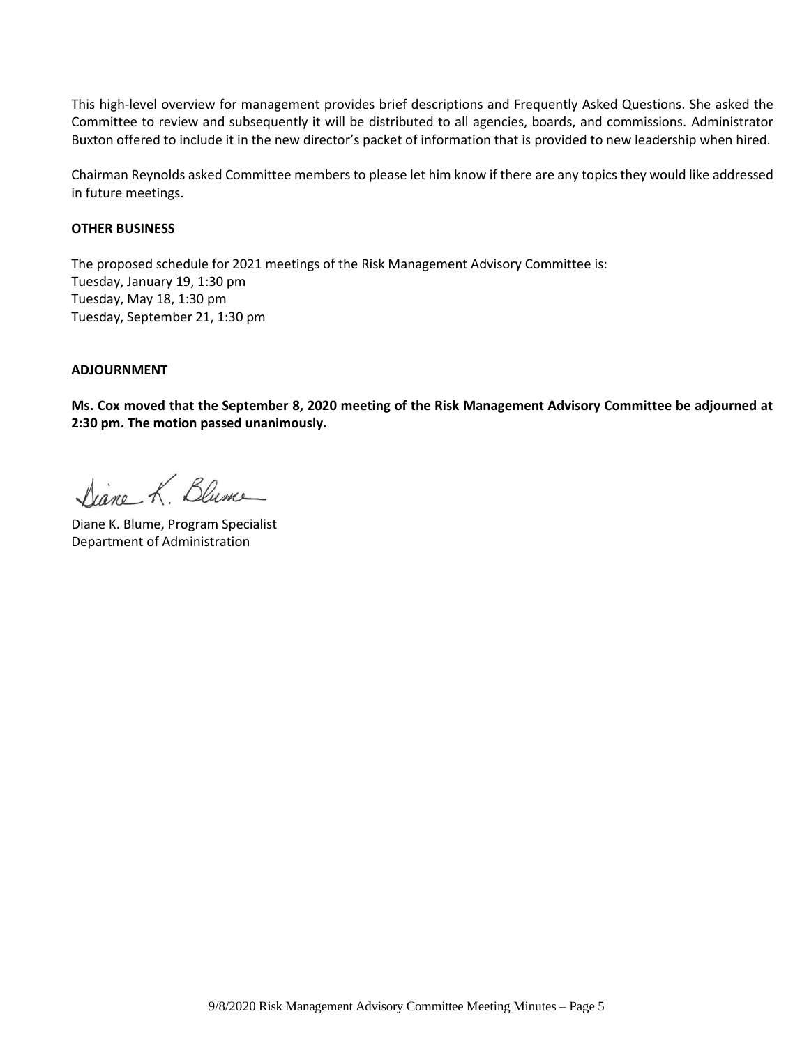This high-level overview for management provides brief descriptions and Frequently Asked Questions. She asked the Committee to review and subsequently it will be distributed to all agencies, boards, and commissions. Administrator Buxton offered to include it in the new director's packet of information that is provided to new leadership when hired.

Chairman Reynolds asked Committee members to please let him know if there are any topics they would like addressed in future meetings.

**OTHER BUSINESS**

The proposed schedule for 2021 meetings of the Risk Management Advisory Committee is:
Tuesday, January 19, 1:30 pm
Tuesday, May 18, 1:30 pm
Tuesday, September 21, 1:30 pm

**ADJOURNMENT**

**Ms. Cox moved that the September 8, 2020 meeting of the Risk Management Advisory Committee be adjourned at 2:30 pm. The motion passed unanimously.**

Diane K. Blume

Diane K. Blume, Program Specialist
Department of Administration